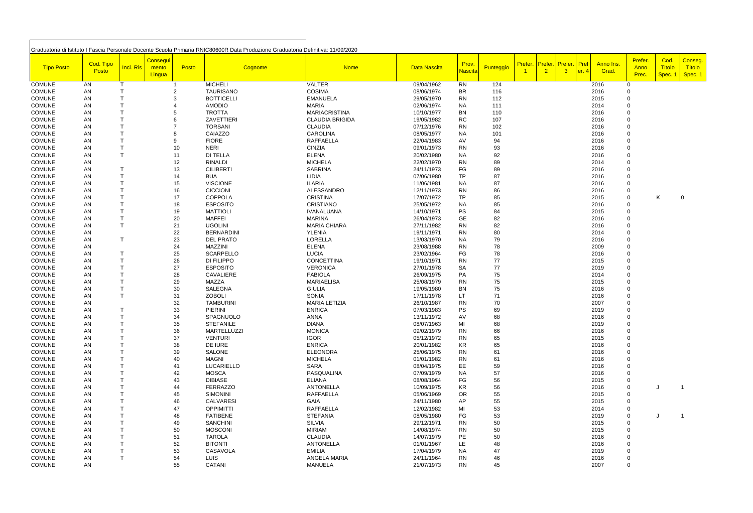Graduatoria di Istituto I Fascia Personale Docente Scuola Primaria RNIC80600R Data Produzione Graduatoria Definitiva: 11/09/2020

| Tipo Posto | Cod. Tipo Posto | Incl. Ris | Conseguimento Lingua | Posto | Cognome | Nome | Data Nascita | Prov. Nascita | Punteggio | Prefer. 1 | Prefer. 2 | Prefer. 3 | Prefer. 4 | Anno Ins. Grad. | Prefer. Anno Prec. | Cod. Titolo Spec. 1 | Conseg. Titolo Spec. 1 |
|---|---|---|---|---|---|---|---|---|---|---|---|---|---|---|---|---|---|
| COMUNE | AN | T | | 1 | MICHELI | VALTER | 09/04/1962 | RN | 124 | | | | | 2016 | 0 | | |
| COMUNE | AN | T | | 2 | TAURISANO | COSIMA | 08/06/1974 | BR | 116 | | | | | 2016 | 0 | | |
| COMUNE | AN | T | | 3 | BOTTICELLI | EMANUELA | 29/05/1970 | RN | 112 | | | | | 2015 | 0 | | |
| COMUNE | AN | T | | 4 | AMODIO | MARIA | 02/06/1974 | NA | 111 | | | | | 2014 | 0 | | |
| COMUNE | AN | T | | 5 | TROTTA | MARIACRISTINA | 10/10/1977 | BN | 110 | | | | | 2016 | 0 | | |
| COMUNE | AN | T | | 6 | ZAVETTIERI | CLAUDIA BRIGIDA | 19/05/1982 | RC | 107 | | | | | 2016 | 0 | | |
| COMUNE | AN | T | | 7 | TORSANI | CLAUDIA | 07/12/1976 | RN | 102 | | | | | 2016 | 0 | | |
| COMUNE | AN | T | | 8 | CAIAZZO | CAROLINA | 08/05/1977 | NA | 101 | | | | | 2016 | 0 | | |
| COMUNE | AN | T | | 9 | FIORE | RAFFAELLA | 22/04/1983 | AV | 94 | | | | | 2016 | 0 | | |
| COMUNE | AN | T | | 10 | NERI | CINZIA | 09/01/1973 | RN | 93 | | | | | 2016 | 0 | | |
| COMUNE | AN | T | | 11 | DI TELLA | ELENA | 20/02/1980 | NA | 92 | | | | | 2016 | 0 | | |
| COMUNE | AN | | | 12 | RINALDI | MICHELA | 22/02/1970 | RN | 89 | | | | | 2014 | 0 | | |
| COMUNE | AN | T | | 13 | CILIBERTI | SABRINA | 24/11/1973 | FG | 89 | | | | | 2016 | 0 | | |
| COMUNE | AN | T | | 14 | BUA | LIDIA | 07/06/1980 | TP | 87 | | | | | 2016 | 0 | | |
| COMUNE | AN | T | | 15 | VISCIONE | ILARIA | 11/06/1981 | NA | 87 | | | | | 2016 | 0 | | |
| COMUNE | AN | T | | 16 | CICCIONI | ALESSANDRO | 12/11/1973 | RN | 86 | | | | | 2016 | 0 | | |
| COMUNE | AN | T | | 17 | COPPOLA | CRISTINA | 17/07/1972 | TP | 85 | | | | | 2015 | 0 | K | 0 |
| COMUNE | AN | T | | 18 | ESPOSITO | CRISTIANO | 25/05/1972 | NA | 85 | | | | | 2016 | 0 | | |
| COMUNE | AN | T | | 19 | MATTIOLI | IVANALUANA | 14/10/1971 | PS | 84 | | | | | 2015 | 0 | | |
| COMUNE | AN | T | | 20 | MAFFEI | MARINA | 26/04/1973 | GE | 82 | | | | | 2016 | 0 | | |
| COMUNE | AN | T | | 21 | UGOLINI | MARIA CHIARA | 27/11/1982 | RN | 82 | | | | | 2016 | 0 | | |
| COMUNE | AN | | | 22 | BERNARDINI | YLENIA | 19/11/1971 | RN | 80 | | | | | 2014 | 0 | | |
| COMUNE | AN | T | | 23 | DEL PRATO | LORELLA | 13/03/1970 | NA | 79 | | | | | 2016 | 0 | | |
| COMUNE | AN | | | 24 | MAZZINI | ELENA | 23/08/1988 | RN | 78 | | | | | 2009 | 0 | | |
| COMUNE | AN | T | | 25 | SCARPELLO | LUCIA | 23/02/1964 | FG | 78 | | | | | 2016 | 0 | | |
| COMUNE | AN | T | | 26 | DI FILIPPO | CONCETTINA | 19/10/1971 | RN | 77 | | | | | 2015 | 0 | | |
| COMUNE | AN | T | | 27 | ESPOSITO | VERONICA | 27/01/1978 | SA | 77 | | | | | 2019 | 0 | | |
| COMUNE | AN | T | | 28 | CAVALIERE | FABIOLA | 26/09/1975 | PA | 75 | | | | | 2014 | 0 | | |
| COMUNE | AN | T | | 29 | MAZZA | MARIAELISA | 25/08/1979 | RN | 75 | | | | | 2015 | 0 | | |
| COMUNE | AN | T | | 30 | SALEGNA | GIULIA | 19/05/1980 | BN | 75 | | | | | 2016 | 0 | | |
| COMUNE | AN | T | | 31 | ZOBOLI | SONIA | 17/11/1978 | LT | 71 | | | | | 2016 | 0 | | |
| COMUNE | AN | | | 32 | TAMBURINI | MARIA LETIZIA | 26/10/1987 | RN | 70 | | | | | 2007 | 0 | | |
| COMUNE | AN | T | | 33 | PIERINI | ENRICA | 07/03/1983 | PS | 69 | | | | | 2019 | 0 | | |
| COMUNE | AN | T | | 34 | SPAGNUOLO | ANNA | 13/11/1972 | AV | 68 | | | | | 2016 | 0 | | |
| COMUNE | AN | T | | 35 | STEFANILE | DIANA | 08/07/1963 | MI | 68 | | | | | 2019 | 0 | | |
| COMUNE | AN | T | | 36 | MARTELLUZZI | MONICA | 09/02/1979 | RN | 66 | | | | | 2016 | 0 | | |
| COMUNE | AN | T | | 37 | VENTURI | IGOR | 05/12/1972 | RN | 65 | | | | | 2015 | 0 | | |
| COMUNE | AN | T | | 38 | DE IURE | ENRICA | 20/01/1982 | KR | 65 | | | | | 2016 | 0 | | |
| COMUNE | AN | T | | 39 | SALONE | ELEONORA | 25/06/1975 | RN | 61 | | | | | 2016 | 0 | | |
| COMUNE | AN | T | | 40 | MAGNI | MICHELA | 01/01/1982 | RN | 61 | | | | | 2016 | 0 | | |
| COMUNE | AN | T | | 41 | LUCARIELLO | SARA | 08/04/1975 | EE | 59 | | | | | 2016 | 0 | | |
| COMUNE | AN | T | | 42 | MOSCA | PASQUALINA | 07/09/1979 | NA | 57 | | | | | 2016 | 0 | | |
| COMUNE | AN | T | | 43 | DIBIASE | ELIANA | 08/08/1964 | FG | 56 | | | | | 2015 | 0 | | |
| COMUNE | AN | T | | 44 | FERRAZZO | ANTONELLA | 10/09/1975 | KR | 56 | | | | | 2016 | 0 | J | 1 |
| COMUNE | AN | T | | 45 | SIMONINI | RAFFAELLA | 05/06/1969 | OR | 55 | | | | | 2015 | 0 | | |
| COMUNE | AN | T | | 46 | CALVARESI | GAIA | 24/11/1980 | AP | 55 | | | | | 2015 | 0 | | |
| COMUNE | AN | T | | 47 | OPPIMITTI | RAFFAELLA | 12/02/1982 | MI | 53 | | | | | 2014 | 0 | | |
| COMUNE | AN | T | | 48 | FATIBENE | STEFANIA | 08/05/1980 | FG | 53 | | | | | 2019 | 0 | J | 1 |
| COMUNE | AN | T | | 49 | SANCHINI | SILVIA | 29/12/1971 | RN | 50 | | | | | 2015 | 0 | | |
| COMUNE | AN | T | | 50 | MOSCONI | MIRIAM | 14/08/1974 | RN | 50 | | | | | 2015 | 0 | | |
| COMUNE | AN | T | | 51 | TAROLA | CLAUDIA | 14/07/1979 | PE | 50 | | | | | 2016 | 0 | | |
| COMUNE | AN | T | | 52 | BITONTI | ANTONELLA | 01/01/1967 | LE | 48 | | | | | 2016 | 0 | | |
| COMUNE | AN | T | | 53 | CASAVOLA | EMILIA | 17/04/1979 | NA | 47 | | | | | 2019 | 0 | | |
| COMUNE | AN | T | | 54 | LUIS | ANGELA MARIA | 24/11/1964 | RN | 46 | | | | | 2016 | 0 | | |
| COMUNE | AN | | | 55 | CATANI | MANUELA | 21/07/1973 | RN | 45 | | | | | 2007 | 0 | | |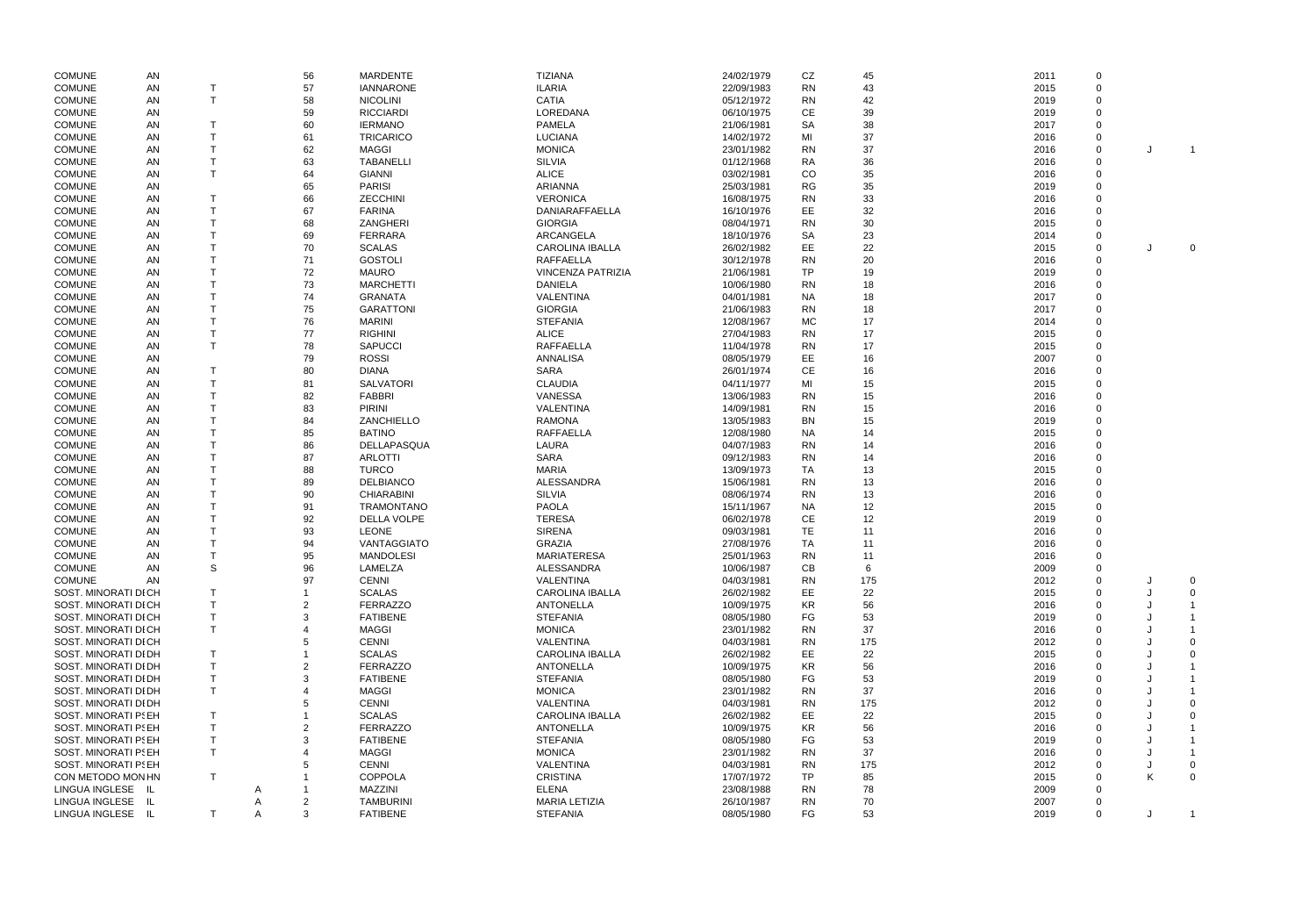| | | | | | | | | | | | | | | |
|---|---|---|---|---|---|---|---|---|---|---|---|---|---|---|
| COMUNE | AN | | | 56 | MARDENTE | TIZIANA | 24/02/1979 | CZ | 45 | 2011 | 0 | | |
| COMUNE | AN | T | | 57 | IANNARONE | ILARIA | 22/09/1983 | RN | 43 | 2015 | 0 | | |
| COMUNE | AN | T | | 58 | NICOLINI | CATIA | 05/12/1972 | RN | 42 | 2019 | 0 | | |
| COMUNE | AN | | | 59 | RICCIARDI | LOREDANA | 06/10/1975 | CE | 39 | 2019 | 0 | | |
| COMUNE | AN | T | | 60 | IERMANO | PAMELA | 21/06/1981 | SA | 38 | 2017 | 0 | | |
| COMUNE | AN | T | | 61 | TRICARICO | LUCIANA | 14/02/1972 | MI | 37 | 2016 | 0 | | |
| COMUNE | AN | T | | 62 | MAGGI | MONICA | 23/01/1982 | RN | 37 | 2016 | 0 | J | 1 |
| COMUNE | AN | T | | 63 | TABANELLI | SILVIA | 01/12/1968 | RA | 36 | 2016 | 0 | | |
| COMUNE | AN | T | | 64 | GIANNI | ALICE | 03/02/1981 | CO | 35 | 2016 | 0 | | |
| COMUNE | AN | | | 65 | PARISI | ARIANNA | 25/03/1981 | RG | 35 | 2019 | 0 | | |
| COMUNE | AN | T | | 66 | ZECCHINI | VERONICA | 16/08/1975 | RN | 33 | 2016 | 0 | | |
| COMUNE | AN | T | | 67 | FARINA | DANIARAFFAELLA | 16/10/1976 | EE | 32 | 2016 | 0 | | |
| COMUNE | AN | T | | 68 | ZANGHERI | GIORGIA | 08/04/1971 | RN | 30 | 2015 | 0 | | |
| COMUNE | AN | T | | 69 | FERRARA | ARCANGELA | 18/10/1976 | SA | 23 | 2014 | 0 | | |
| COMUNE | AN | T | | 70 | SCALAS | CAROLINA IBALLA | 26/02/1982 | EE | 22 | 2015 | 0 | J | 0 |
| COMUNE | AN | T | | 71 | GOSTOLI | RAFFAELLA | 30/12/1978 | RN | 20 | 2016 | 0 | | |
| COMUNE | AN | T | | 72 | MAURO | VINCENZA PATRIZIA | 21/06/1981 | TP | 19 | 2019 | 0 | | |
| COMUNE | AN | T | | 73 | MARCHETTI | DANIELA | 10/06/1980 | RN | 18 | 2016 | 0 | | |
| COMUNE | AN | T | | 74 | GRANATA | VALENTINA | 04/01/1981 | NA | 18 | 2017 | 0 | | |
| COMUNE | AN | T | | 75 | GARATTONI | GIORGIA | 21/06/1983 | RN | 18 | 2017 | 0 | | |
| COMUNE | AN | T | | 76 | MARINI | STEFANIA | 12/08/1967 | MC | 17 | 2014 | 0 | | |
| COMUNE | AN | T | | 77 | RIGHINI | ALICE | 27/04/1983 | RN | 17 | 2015 | 0 | | |
| COMUNE | AN | T | | 78 | SAPUCCI | RAFFAELLA | 11/04/1978 | RN | 17 | 2015 | 0 | | |
| COMUNE | AN | | | 79 | ROSSI | ANNALISA | 08/05/1979 | EE | 16 | 2007 | 0 | | |
| COMUNE | AN | T | | 80 | DIANA | SARA | 26/01/1974 | CE | 16 | 2016 | 0 | | |
| COMUNE | AN | T | | 81 | SALVATORI | CLAUDIA | 04/11/1977 | MI | 15 | 2015 | 0 | | |
| COMUNE | AN | T | | 82 | FABBRI | VANESSA | 13/06/1983 | RN | 15 | 2016 | 0 | | |
| COMUNE | AN | T | | 83 | PIRINI | VALENTINA | 14/09/1981 | RN | 15 | 2016 | 0 | | |
| COMUNE | AN | T | | 84 | ZANCHIELLO | RAMONA | 13/05/1983 | BN | 15 | 2019 | 0 | | |
| COMUNE | AN | T | | 85 | BATINO | RAFFAELLA | 12/08/1980 | NA | 14 | 2015 | 0 | | |
| COMUNE | AN | T | | 86 | DELLAPASQUA | LAURA | 04/07/1983 | RN | 14 | 2016 | 0 | | |
| COMUNE | AN | T | | 87 | ARLOTTI | SARA | 09/12/1983 | RN | 14 | 2016 | 0 | | |
| COMUNE | AN | T | | 88 | TURCO | MARIA | 13/09/1973 | TA | 13 | 2015 | 0 | | |
| COMUNE | AN | T | | 89 | DELBIANCO | ALESSANDRA | 15/06/1981 | RN | 13 | 2016 | 0 | | |
| COMUNE | AN | T | | 90 | CHIARABINI | SILVIA | 08/06/1974 | RN | 13 | 2016 | 0 | | |
| COMUNE | AN | T | | 91 | TRAMONTANO | PAOLA | 15/11/1967 | NA | 12 | 2015 | 0 | | |
| COMUNE | AN | T | | 92 | DELLA VOLPE | TERESA | 06/02/1978 | CE | 12 | 2019 | 0 | | |
| COMUNE | AN | T | | 93 | LEONE | SIRENA | 09/03/1981 | TE | 11 | 2016 | 0 | | |
| COMUNE | AN | T | | 94 | VANTAGGIATO | GRAZIA | 27/08/1976 | TA | 11 | 2016 | 0 | | |
| COMUNE | AN | T | | 95 | MANDOLESI | MARIATERESA | 25/01/1963 | RN | 11 | 2016 | 0 | | |
| COMUNE | AN | S | | 96 | LAMELZA | ALESSANDRA | 10/06/1987 | CB | 6 | 2009 | 0 | | |
| COMUNE | AN | | | 97 | CENNI | VALENTINA | 04/03/1981 | RN | 175 | 2012 | 0 | J | 0 |
| SOST. MINORATI DI | CH | T | | 1 | SCALAS | CAROLINA IBALLA | 26/02/1982 | EE | 22 | 2015 | 0 | J | 0 |
| SOST. MINORATI DI | CH | T | | 2 | FERRAZZO | ANTONELLA | 10/09/1975 | KR | 56 | 2016 | 0 | J | 1 |
| SOST. MINORATI DI | CH | T | | 3 | FATIBENE | STEFANIA | 08/05/1980 | FG | 53 | 2019 | 0 | J | 1 |
| SOST. MINORATI DI | CH | T | | 4 | MAGGI | MONICA | 23/01/1982 | RN | 37 | 2016 | 0 | J | 1 |
| SOST. MINORATI DI | CH | | | 5 | CENNI | VALENTINA | 04/03/1981 | RN | 175 | 2012 | 0 | J | 0 |
| SOST. MINORATI DI | DH | T | | 1 | SCALAS | CAROLINA IBALLA | 26/02/1982 | EE | 22 | 2015 | 0 | J | 0 |
| SOST. MINORATI DI | DH | T | | 2 | FERRAZZO | ANTONELLA | 10/09/1975 | KR | 56 | 2016 | 0 | J | 1 |
| SOST. MINORATI DI | DH | T | | 3 | FATIBENE | STEFANIA | 08/05/1980 | FG | 53 | 2019 | 0 | J | 1 |
| SOST. MINORATI DI | DH | T | | 4 | MAGGI | MONICA | 23/01/1982 | RN | 37 | 2016 | 0 | J | 1 |
| SOST. MINORATI DI | DH | | | 5 | CENNI | VALENTINA | 04/03/1981 | RN | 175 | 2012 | 0 | J | 0 |
| SOST. MINORATI PS | EH | T | | 1 | SCALAS | CAROLINA IBALLA | 26/02/1982 | EE | 22 | 2015 | 0 | J | 0 |
| SOST. MINORATI PS | EH | T | | 2 | FERRAZZO | ANTONELLA | 10/09/1975 | KR | 56 | 2016 | 0 | J | 1 |
| SOST. MINORATI PS | EH | T | | 3 | FATIBENE | STEFANIA | 08/05/1980 | FG | 53 | 2019 | 0 | J | 1 |
| SOST. MINORATI PS | EH | T | | 4 | MAGGI | MONICA | 23/01/1982 | RN | 37 | 2016 | 0 | J | 1 |
| SOST. MINORATI PS | EH | | | 5 | CENNI | VALENTINA | 04/03/1981 | RN | 175 | 2012 | 0 | J | 0 |
| CON METODO MON | HN | T | | 1 | COPPOLA | CRISTINA | 17/07/1972 | TP | 85 | 2015 | 0 | K | 0 |
| LINGUA INGLESE | IL | | A | 1 | MAZZINI | ELENA | 23/08/1988 | RN | 78 | 2009 | 0 | | |
| LINGUA INGLESE | IL | | A | 2 | TAMBURINI | MARIA LETIZIA | 26/10/1987 | RN | 70 | 2007 | 0 | | |
| LINGUA INGLESE | IL | T | A | 3 | FATIBENE | STEFANIA | 08/05/1980 | FG | 53 | 2019 | 0 | J | 1 |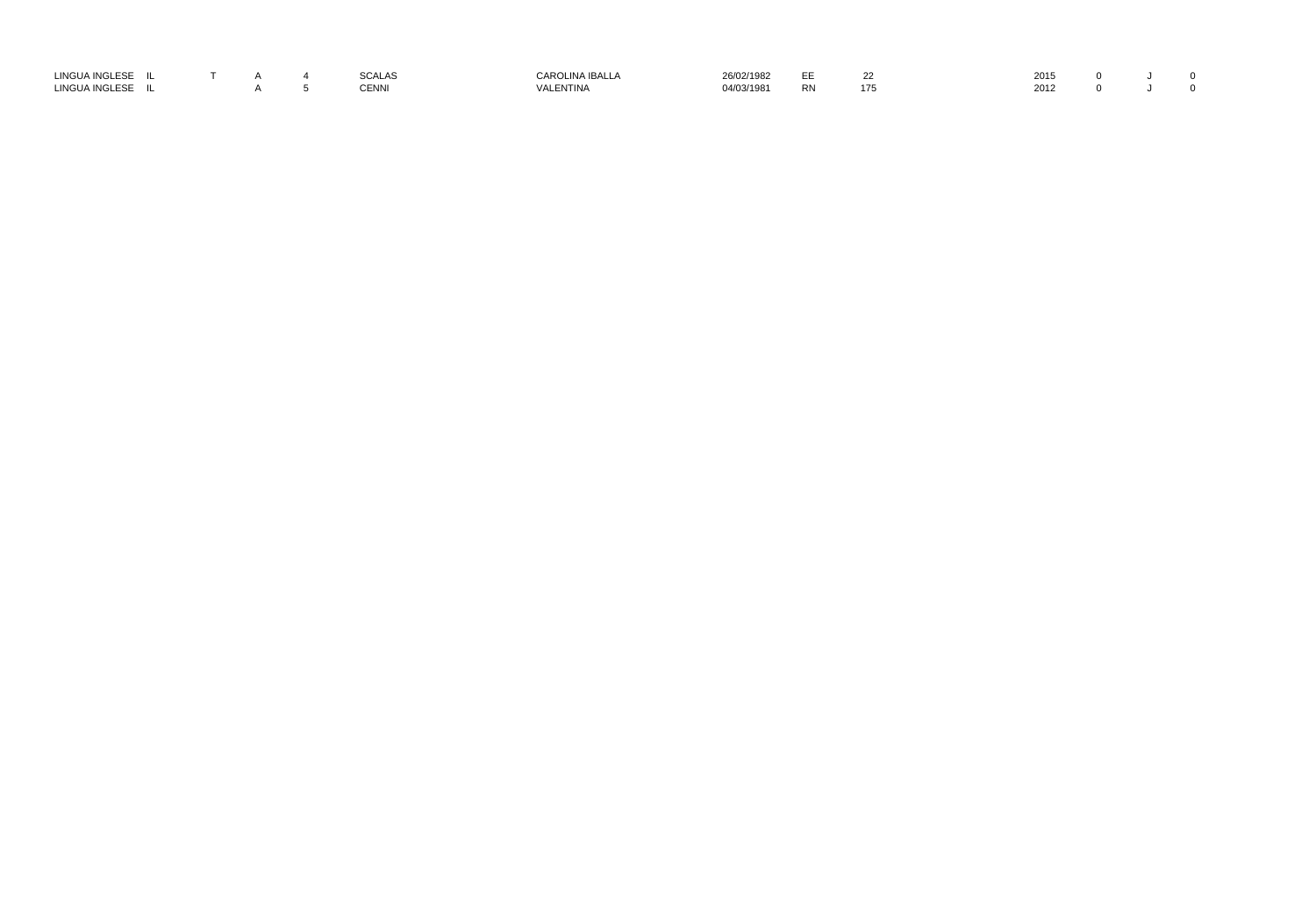| | | | | | | | | | | | | | | |
|---|---|---|---|---|---|---|---|---|---|---|---|---|---|---|
| LINGUA INGLESE | IL | T | A | 4 | SCALAS | CAROLINA IBALLA | 26/02/1982 | EE | 22 | | 2015 | 0 | J | 0 |
| LINGUA INGLESE | IL | | A | 5 | CENNI | VALENTINA | 04/03/1981 | RN | 175 | | 2012 | 0 | J | 0 |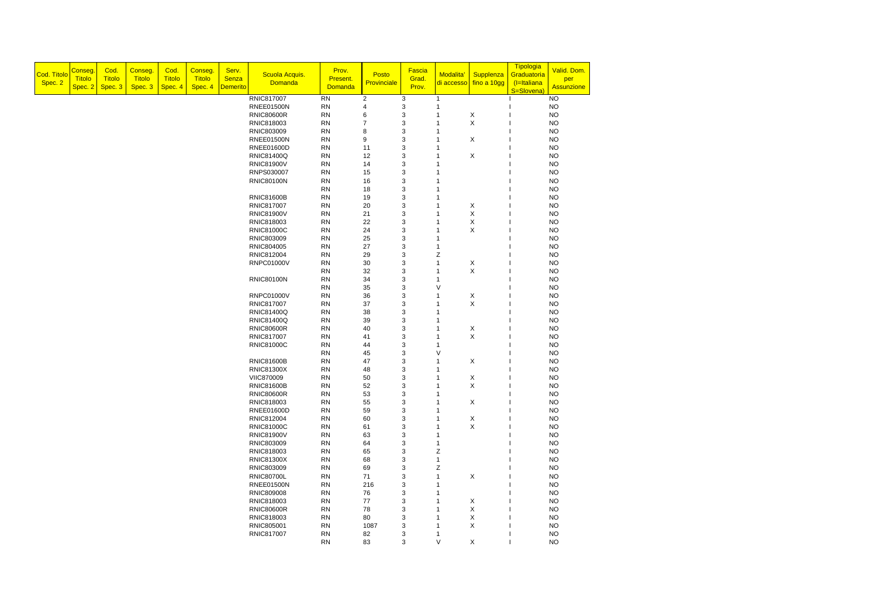| Cod. Titolo Spec. 2 | Conseg. Titolo Spec. 2 | Cod. Titolo Spec. 3 | Conseg. Titolo Spec. 3 | Cod. Titolo Spec. 4 | Conseg. Titolo Spec. 4 | Serv. Senza Demerito | Scuola Acquis. Domanda | Prov. Present. Domanda | Posto Provinciale | Fascia Grad. Prov. | Modalita' di accesso | Supplenza fino a 10gg | Tipologia Graduatoria (I=Italiana S=Slovena) | Valid. Dom. per Assunzione |
|---|---|---|---|---|---|---|---|---|---|---|---|---|---|---|
| | | | | | | | RNIC817007 | RN | 2 | 3 | 1 | | I | NO |
| | | | | | | | RNEE01500N | RN | 4 | 3 | 1 | | I | NO |
| | | | | | | | RNIC80600R | RN | 6 | 3 | 1 | X | I | NO |
| | | | | | | | RNIC818003 | RN | 7 | 3 | 1 | X | I | NO |
| | | | | | | | RNIC803009 | RN | 8 | 3 | 1 | | I | NO |
| | | | | | | | RNEE01500N | RN | 9 | 3 | 1 | X | I | NO |
| | | | | | | | RNEE01600D | RN | 11 | 3 | 1 | | I | NO |
| | | | | | | | RNIC81400Q | RN | 12 | 3 | 1 | X | I | NO |
| | | | | | | | RNIC81900V | RN | 14 | 3 | 1 | | I | NO |
| | | | | | | | RNPS030007 | RN | 15 | 3 | 1 | | I | NO |
| | | | | | | | RNIC80100N | RN | 16 | 3 | 1 | | I | NO |
| | | | | | | | | RN | 18 | 3 | 1 | | I | NO |
| | | | | | | | RNIC81600B | RN | 19 | 3 | 1 | | I | NO |
| | | | | | | | RNIC817007 | RN | 20 | 3 | 1 | X | I | NO |
| | | | | | | | RNIC81900V | RN | 21 | 3 | 1 | X | I | NO |
| | | | | | | | RNIC818003 | RN | 22 | 3 | 1 | X | I | NO |
| | | | | | | | RNIC81000C | RN | 24 | 3 | 1 | X | I | NO |
| | | | | | | | RNIC803009 | RN | 25 | 3 | 1 | | I | NO |
| | | | | | | | RNIC804005 | RN | 27 | 3 | 1 | | I | NO |
| | | | | | | | RNIC812004 | RN | 29 | 3 | Z | | I | NO |
| | | | | | | | RNPC01000V | RN | 30 | 3 | 1 | X | I | NO |
| | | | | | | | | RN | 32 | 3 | 1 | X | I | NO |
| | | | | | | | RNIC80100N | RN | 34 | 3 | 1 | | I | NO |
| | | | | | | | | RN | 35 | 3 | V | | I | NO |
| | | | | | | | RNPC01000V | RN | 36 | 3 | 1 | X | I | NO |
| | | | | | | | RNIC817007 | RN | 37 | 3 | 1 | X | I | NO |
| | | | | | | | RNIC81400Q | RN | 38 | 3 | 1 | | I | NO |
| | | | | | | | RNIC81400Q | RN | 39 | 3 | 1 | | I | NO |
| | | | | | | | RNIC80600R | RN | 40 | 3 | 1 | X | I | NO |
| | | | | | | | RNIC817007 | RN | 41 | 3 | 1 | X | I | NO |
| | | | | | | | RNIC81000C | RN | 44 | 3 | 1 | | I | NO |
| | | | | | | | | RN | 45 | 3 | V | | I | NO |
| | | | | | | | RNIC81600B | RN | 47 | 3 | 1 | X | I | NO |
| | | | | | | | RNIC81300X | RN | 48 | 3 | 1 | | I | NO |
| | | | | | | | VIIC870009 | RN | 50 | 3 | 1 | X | I | NO |
| | | | | | | | RNIC81600B | RN | 52 | 3 | 1 | X | I | NO |
| | | | | | | | RNIC80600R | RN | 53 | 3 | 1 | | I | NO |
| | | | | | | | RNIC818003 | RN | 55 | 3 | 1 | X | I | NO |
| | | | | | | | RNEE01600D | RN | 59 | 3 | 1 | | I | NO |
| | | | | | | | RNIC812004 | RN | 60 | 3 | 1 | X | I | NO |
| | | | | | | | RNIC81000C | RN | 61 | 3 | 1 | X | I | NO |
| | | | | | | | RNIC81900V | RN | 63 | 3 | 1 | | I | NO |
| | | | | | | | RNIC803009 | RN | 64 | 3 | 1 | | I | NO |
| | | | | | | | RNIC818003 | RN | 65 | 3 | Z | | I | NO |
| | | | | | | | RNIC81300X | RN | 68 | 3 | 1 | | I | NO |
| | | | | | | | RNIC803009 | RN | 69 | 3 | Z | | I | NO |
| | | | | | | | RNIC80700L | RN | 71 | 3 | 1 | X | I | NO |
| | | | | | | | RNEE01500N | RN | 216 | 3 | 1 | | I | NO |
| | | | | | | | RNIC809008 | RN | 76 | 3 | 1 | | I | NO |
| | | | | | | | RNIC818003 | RN | 77 | 3 | 1 | X | I | NO |
| | | | | | | | RNIC80600R | RN | 78 | 3 | 1 | X | I | NO |
| | | | | | | | RNIC818003 | RN | 80 | 3 | 1 | X | I | NO |
| | | | | | | | RNIC805001 | RN | 1087 | 3 | 1 | X | I | NO |
| | | | | | | | RNIC817007 | RN | 82 | 3 | 1 | | I | NO |
| | | | | | | | | RN | 83 | 3 | V | X | I | NO |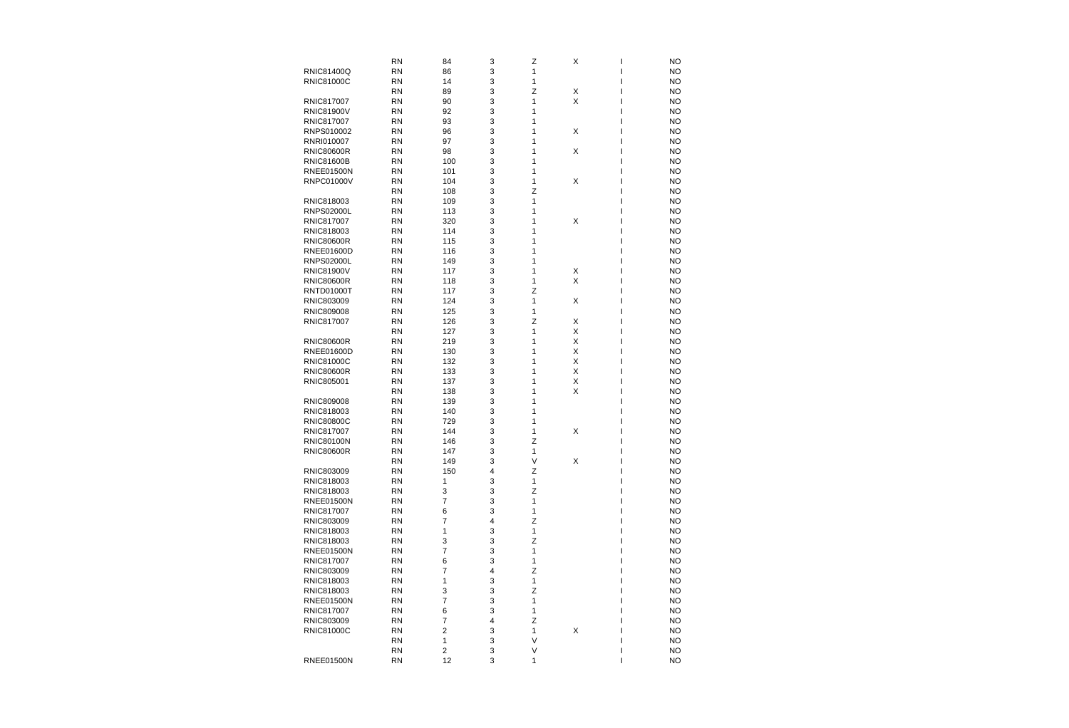| | | | | | | | |
|---|---|---|---|---|---|---|---|
| | RN | 84 | 3 | Z | X | I | NO |
| RNIC81400Q | RN | 86 | 3 | 1 | | I | NO |
| RNIC81000C | RN | 14 | 3 | 1 | | I | NO |
| | RN | 89 | 3 | Z | X | I | NO |
| RNIC817007 | RN | 90 | 3 | 1 | X | I | NO |
| RNIC81900V | RN | 92 | 3 | 1 | | I | NO |
| RNIC817007 | RN | 93 | 3 | 1 | | I | NO |
| RNPS010002 | RN | 96 | 3 | 1 | X | I | NO |
| RNRI010007 | RN | 97 | 3 | 1 | | I | NO |
| RNIC80600R | RN | 98 | 3 | 1 | X | I | NO |
| RNIC81600B | RN | 100 | 3 | 1 | | I | NO |
| RNEE01500N | RN | 101 | 3 | 1 | | I | NO |
| RNPC01000V | RN | 104 | 3 | 1 | X | I | NO |
| | RN | 108 | 3 | Z | | I | NO |
| RNIC818003 | RN | 109 | 3 | 1 | | I | NO |
| RNPS02000L | RN | 113 | 3 | 1 | | I | NO |
| RNIC817007 | RN | 320 | 3 | 1 | X | I | NO |
| RNIC818003 | RN | 114 | 3 | 1 | | I | NO |
| RNIC80600R | RN | 115 | 3 | 1 | | I | NO |
| RNEE01600D | RN | 116 | 3 | 1 | | I | NO |
| RNPS02000L | RN | 149 | 3 | 1 | | I | NO |
| RNIC81900V | RN | 117 | 3 | 1 | X | I | NO |
| RNIC80600R | RN | 118 | 3 | 1 | X | I | NO |
| RNTD01000T | RN | 117 | 3 | Z | | I | NO |
| RNIC803009 | RN | 124 | 3 | 1 | X | I | NO |
| RNIC809008 | RN | 125 | 3 | 1 | | I | NO |
| RNIC817007 | RN | 126 | 3 | Z | X | I | NO |
| | RN | 127 | 3 | 1 | X | I | NO |
| RNIC80600R | RN | 219 | 3 | 1 | X | I | NO |
| RNEE01600D | RN | 130 | 3 | 1 | X | I | NO |
| RNIC81000C | RN | 132 | 3 | 1 | X | I | NO |
| RNIC80600R | RN | 133 | 3 | 1 | X | I | NO |
| RNIC805001 | RN | 137 | 3 | 1 | X | I | NO |
| | RN | 138 | 3 | 1 | X | I | NO |
| RNIC809008 | RN | 139 | 3 | 1 | | I | NO |
| RNIC818003 | RN | 140 | 3 | 1 | | I | NO |
| RNIC80800C | RN | 729 | 3 | 1 | | I | NO |
| RNIC817007 | RN | 144 | 3 | 1 | X | I | NO |
| RNIC80100N | RN | 146 | 3 | Z | | I | NO |
| RNIC80600R | RN | 147 | 3 | 1 | | I | NO |
| | RN | 149 | 3 | V | X | I | NO |
| RNIC803009 | RN | 150 | 4 | Z | | I | NO |
| RNIC818003 | RN | 1 | 3 | 1 | | I | NO |
| RNIC818003 | RN | 3 | 3 | Z | | I | NO |
| RNEE01500N | RN | 7 | 3 | 1 | | I | NO |
| RNIC817007 | RN | 6 | 3 | 1 | | I | NO |
| RNIC803009 | RN | 7 | 4 | Z | | I | NO |
| RNIC818003 | RN | 1 | 3 | 1 | | I | NO |
| RNIC818003 | RN | 3 | 3 | Z | | I | NO |
| RNEE01500N | RN | 7 | 3 | 1 | | I | NO |
| RNIC817007 | RN | 6 | 3 | 1 | | I | NO |
| RNIC803009 | RN | 7 | 4 | Z | | I | NO |
| RNIC818003 | RN | 1 | 3 | 1 | | I | NO |
| RNIC818003 | RN | 3 | 3 | Z | | I | NO |
| RNEE01500N | RN | 7 | 3 | 1 | | I | NO |
| RNIC817007 | RN | 6 | 3 | 1 | | I | NO |
| RNIC803009 | RN | 7 | 4 | Z | | I | NO |
| RNIC81000C | RN | 2 | 3 | 1 | X | I | NO |
| | RN | 1 | 3 | V | | I | NO |
| | RN | 2 | 3 | V | | I | NO |
| RNEE01500N | RN | 12 | 3 | 1 | | I | NO |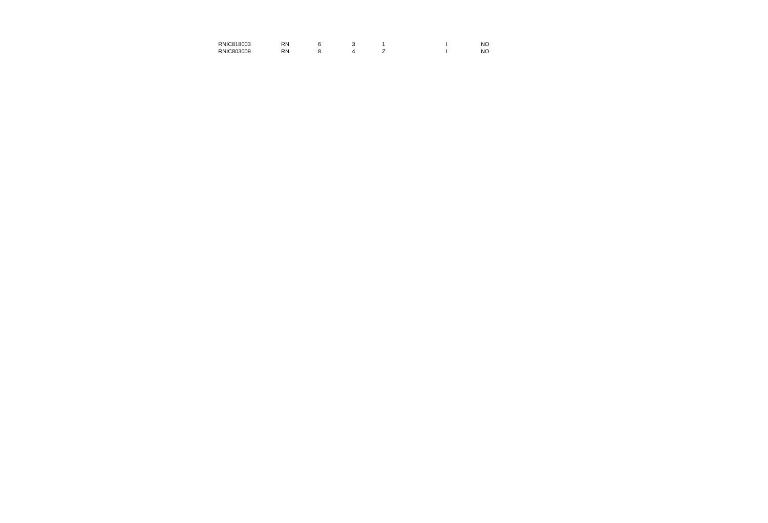| | | | | | | | |
|---|---|---|---|---|---|---|---|
| RNIC818003 | RN | 6 | 3 | 1 | | I | NO |
| RNIC803009 | RN | 8 | 4 | Z | | I | NO |